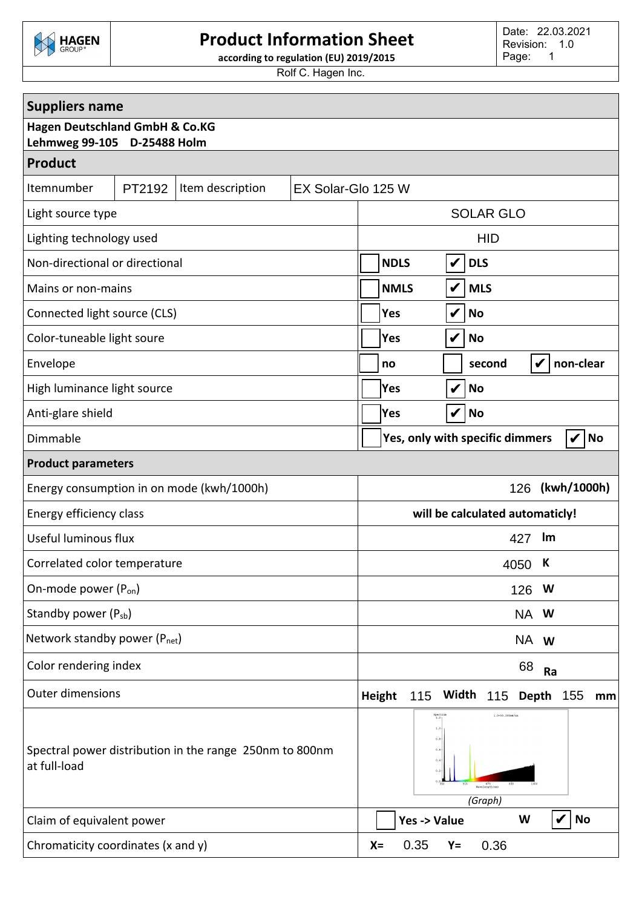# Product Information Sheet

**according to regulation (EU) 2019/2015**

HAGEN GROUP

Date: 22.03.2021
Revision: 1.0

Rolf C. Hagen Inc.

## Suppliers name

**Hagen Deutschland GmbH & Co.KG**
**Lehmweg 99-105 D-25488 Holm**

## Product

| Itemnumber | PT2192 | Item description | EX Solar-Glo 125 W |
|---|---|---|---|

| | |
|---|---|
| Light source type | SOLAR GLO |
| Lighting technology used | HID |
| Non-directional or directional | ☐ **NDLS** ☑ **DLS** |
| Mains or non-mains | ☐ **NMLS** ☑ **MLS** |
| Connected light source (CLS) | ☐ **Yes** ☑ **No** |
| Color-tuneable light soure | ☐ **Yes** ☑ **No** |
| Envelope | ☐ **no** ☐ **second** ☑ **non-clear** |
| High luminance light source | ☐ **Yes** ☑ **No** |
| Anti-glare shield | ☐ **Yes** ☑ **No** |
| Dimmable | ☐ **Yes, only with specific dimmers** ☑ **No** |

## Product parameters

| | |
|---|---|
| Energy consumption in on mode (kwh/1000h) | 126 **(kwh/1000h)** |
| Energy efficiency class | **will be calculated automaticly!** |
| Useful luminous flux | 427 **lm** |
| Correlated color temperature | 4050 **K** |
| On-mode power ($P_{on}$) | 126 **W** |
| Standby power ($P_{sb}$) | NA **W** |
| Network standby power ($P_{net}$) | NA **W** |
| Color rendering index | 68 **Ra** |
| Outer dimensions | **Height** 115 **Width** 115 **Depth** 155 **mm** |
| Spectral power distribution in the range 250nm to 800nm at full-load | *(Graph)* |
| Claim of equivalent power | ☐ **Yes -> Value** **W** ☑ **No** |
| Chromaticity coordinates (x and y) | **X=** 0.35 **Y=** 0.36 |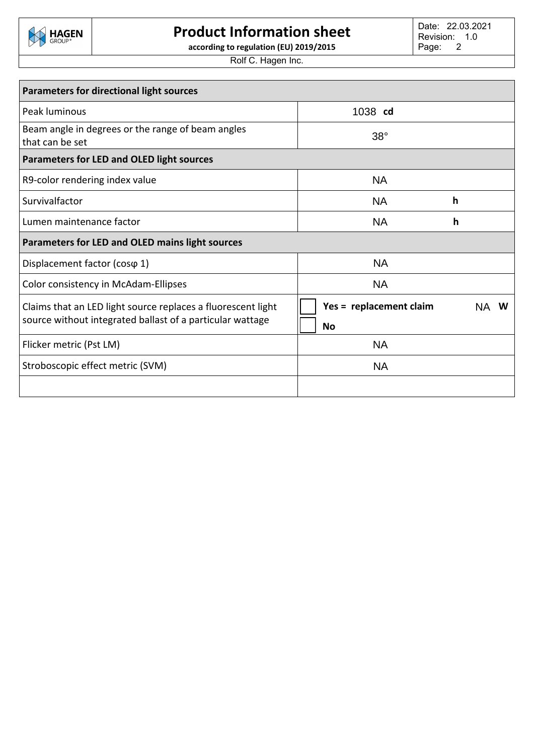# Product Information sheet

**according to regulation (EU) 2019/2015**

Date: 22.03.2021
Revision: 1.0

Rolf C. Hagen Inc.

| **Parameters for directional light sources** | |
|---|---|
| Peak luminous | 1038 **cd** |
| Beam angle in degrees or the range of beam angles that can be set | 38° |
| **Parameters for LED and OLED light sources** | |
| R9-color rendering index value | NA |
| Survivalfactor | NA **h** |
| Lumen maintenance factor | NA **h** |
| **Parameters for LED and OLED mains light sources** | |
| Displacement factor (cosφ 1) | NA |
| Color consistency in McAdam-Ellipses | NA |
| Claims that an LED light source replaces a fluorescent light source without integrated ballast of a particular wattage | ☐ **Yes = replacement claim** NA **W**<br>☐ **No** |
| Flicker metric (Pst LM) | NA |
| Stroboscopic effect metric (SVM) | NA |
| | |